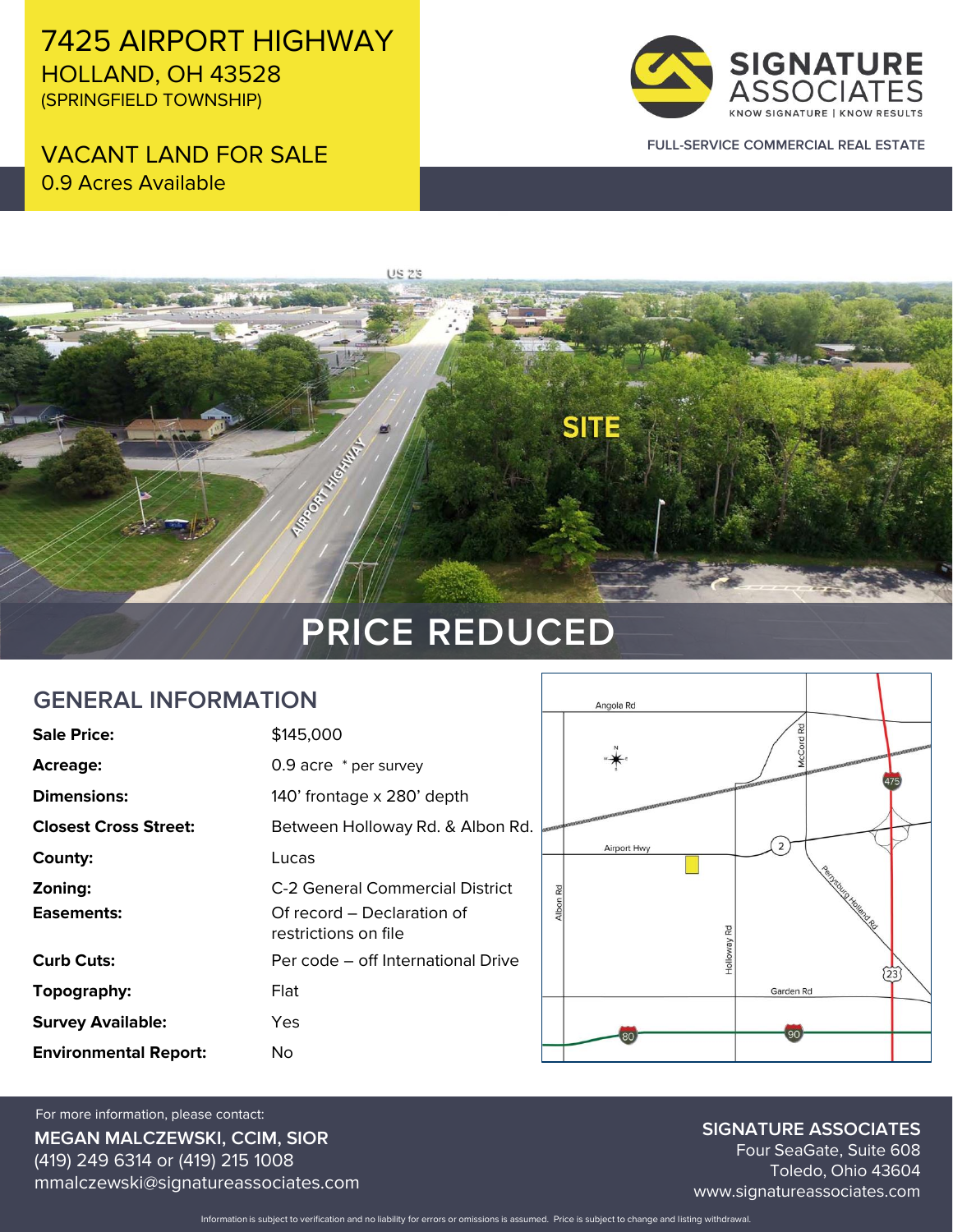# 7425 AIRPORT HIGHWAY

HOLLAND, OH 43528
(SPRINGFIELD TOWNSHIP)

## VACANT LAND FOR SALE

0.9 Acres Available

**SIGNATURE ASSOCIATES**
KNOW SIGNATURE | KNOW RESULTS

FULL-SERVICE COMMERCIAL REAL ESTATE

# PRICE REDUCED

## GENERAL INFORMATION

| | |
|---|---|
| **Sale Price:** | $145,000 |
| **Acreage:** | 0.9 acre * per survey |
| **Dimensions:** | 140' frontage x 280' depth |
| **Closest Cross Street:** | Between Holloway Rd. & Albon Rd. |
| **County:** | Lucas |
| **Zoning:** | C-2 General Commercial District |
| **Easements:** | Of record – Declaration of restrictions on file |
| **Curb Cuts:** | Per code – off International Drive |
| **Topography:** | Flat |
| **Survey Available:** | Yes |
| **Environmental Report:** | No |

For more information, please contact:

**MEGAN MALCZEWSKI, CCIM, SIOR**
(419) 249 6314 or (419) 215 1008
mmalczewski@signatureassociates.com

**SIGNATURE ASSOCIATES**
Four SeaGate, Suite 608
Toledo, Ohio 43604
www.signatureassociates.com

Information is subject to verification and no liability for errors or omissions is assumed. Price is subject to change and listing withdrawal.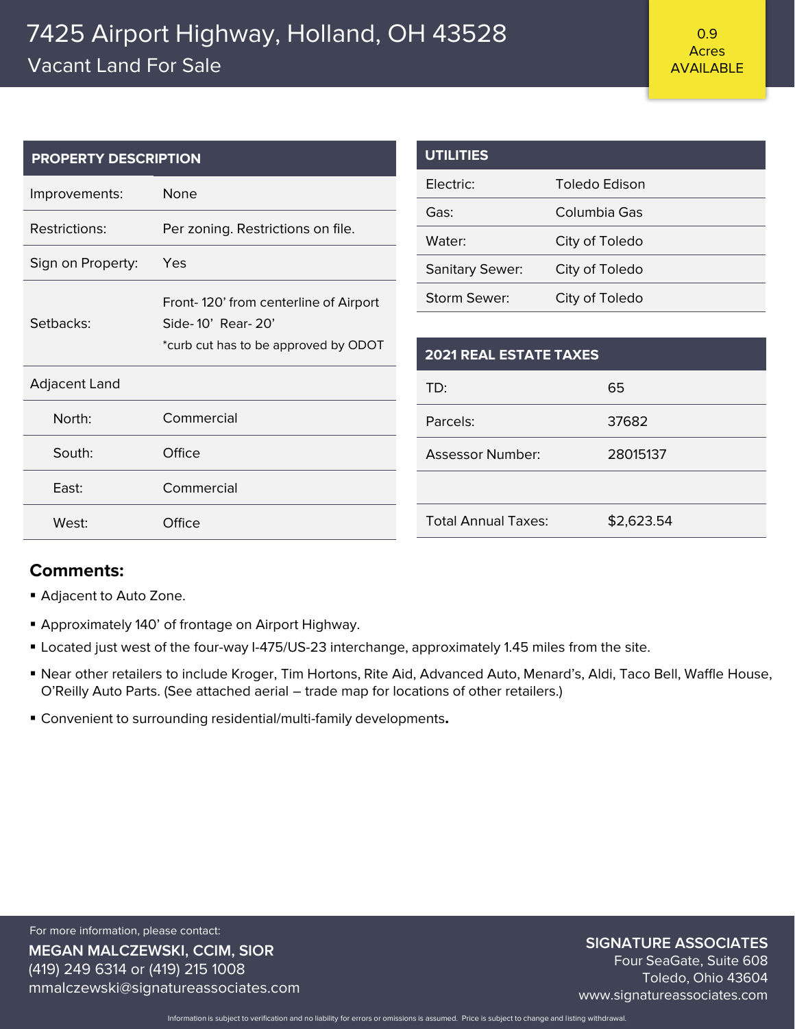# 7425 Airport Highway, Holland, OH 43528

## Vacant Land For Sale

**0.9 Acres AVAILABLE**

| PROPERTY DESCRIPTION | |
|---|---|
| Improvements: | None |
| Restrictions: | Per zoning. Restrictions on file. |
| Sign on Property: | Yes |
| Setbacks: | Front- 120' from centerline of Airport<br>Side- 10' Rear- 20'<br>*curb cut has to be approved by ODOT |
| Adjacent Land | |
| North: | Commercial |
| South: | Office |
| East: | Commercial |
| West: | Office |

| UTILITIES | |
|---|---|
| Electric: | Toledo Edison |
| Gas: | Columbia Gas |
| Water: | City of Toledo |
| Sanitary Sewer: | City of Toledo |
| Storm Sewer: | City of Toledo |

| 2021 REAL ESTATE TAXES | |
|---|---|
| TD: | 65 |
| Parcels: | 37682 |
| Assessor Number: | 28015137 |
| | |
| Total Annual Taxes: | $2,623.54 |

**Comments:**

- Adjacent to Auto Zone.
- Approximately 140' of frontage on Airport Highway.
- Located just west of the four-way I-475/US-23 interchange, approximately 1.45 miles from the site.
- Near other retailers to include Kroger, Tim Hortons, Rite Aid, Advanced Auto, Menard's, Aldi, Taco Bell, Waffle House, O'Reilly Auto Parts. (See attached aerial – trade map for locations of other retailers.)
- Convenient to surrounding residential/multi-family developments**.**

For more information, please contact:

**MEGAN MALCZEWSKI, CCIM, SIOR**
(419) 249 6314 or (419) 215 1008
mmalczewski@signatureassociates.com

**SIGNATURE ASSOCIATES**
Four SeaGate, Suite 608
Toledo, Ohio 43604
www.signatureassociates.com

Information is subject to verification and no liability for errors or omissions is assumed. Price is subject to change and listing withdrawal.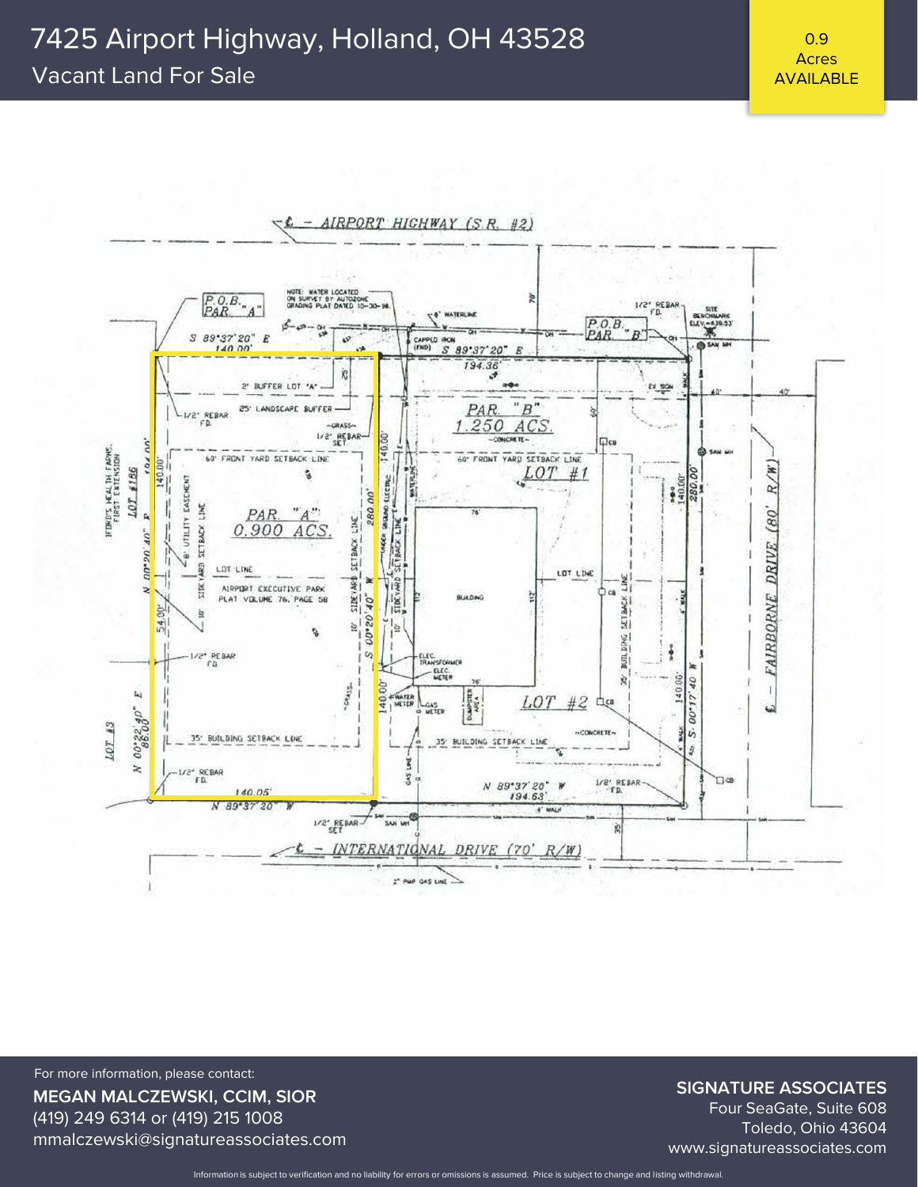# 7425 Airport Highway, Holland, OH 43528

## Vacant Land For Sale

0.9 Acres AVAILABLE

For more information, please contact:

**MEGAN MALCZEWSKI, CCIM, SIOR**
(419) 249 6314 or (419) 215 1008
mmalczewski@signatureassociates.com

**SIGNATURE ASSOCIATES**
Four SeaGate, Suite 608
Toledo, Ohio 43604
www.signatureassociates.com

Information is subject to verification and no liability for errors or omissions is assumed. Price is subject to change and listing withdrawal.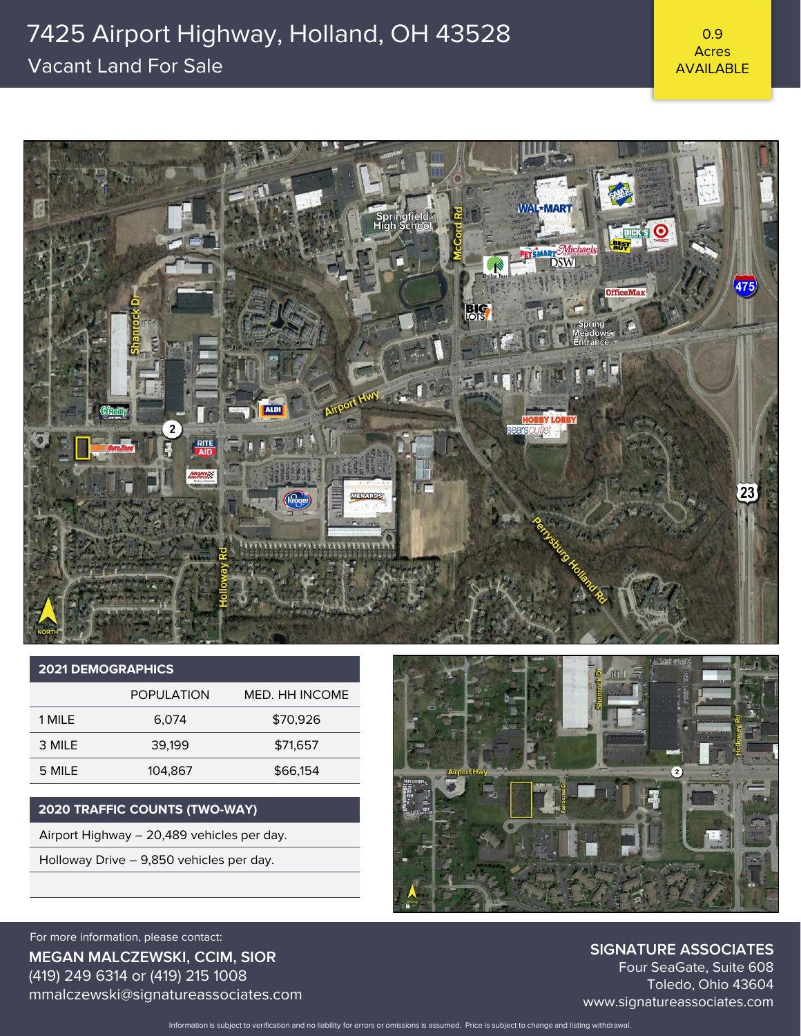# 7425 Airport Highway, Holland, OH 43528

## Vacant Land For Sale

0.9 Acres AVAILABLE

| 2021 DEMOGRAPHICS | | |
|---|---|---|
| | POPULATION | MED. HH INCOME |
| 1 MILE | 6,074 | $70,926 |
| 3 MILE | 39,199 | $71,657 |
| 5 MILE | 104,867 | $66,154 |

| 2020 TRAFFIC COUNTS (TWO-WAY) |
|---|
| Airport Highway – 20,489 vehicles per day. |
| Holloway Drive – 9,850 vehicles per day. |

For more information, please contact:

**MEGAN MALCZEWSKI, CCIM, SIOR**
(419) 249 6314 or (419) 215 1008
mmalczewski@signatureassociates.com

**SIGNATURE ASSOCIATES**
Four SeaGate, Suite 608
Toledo, Ohio 43604
www.signatureassociates.com

Information is subject to verification and no liability for errors or omissions is assumed. Price is subject to change and listing withdrawal.